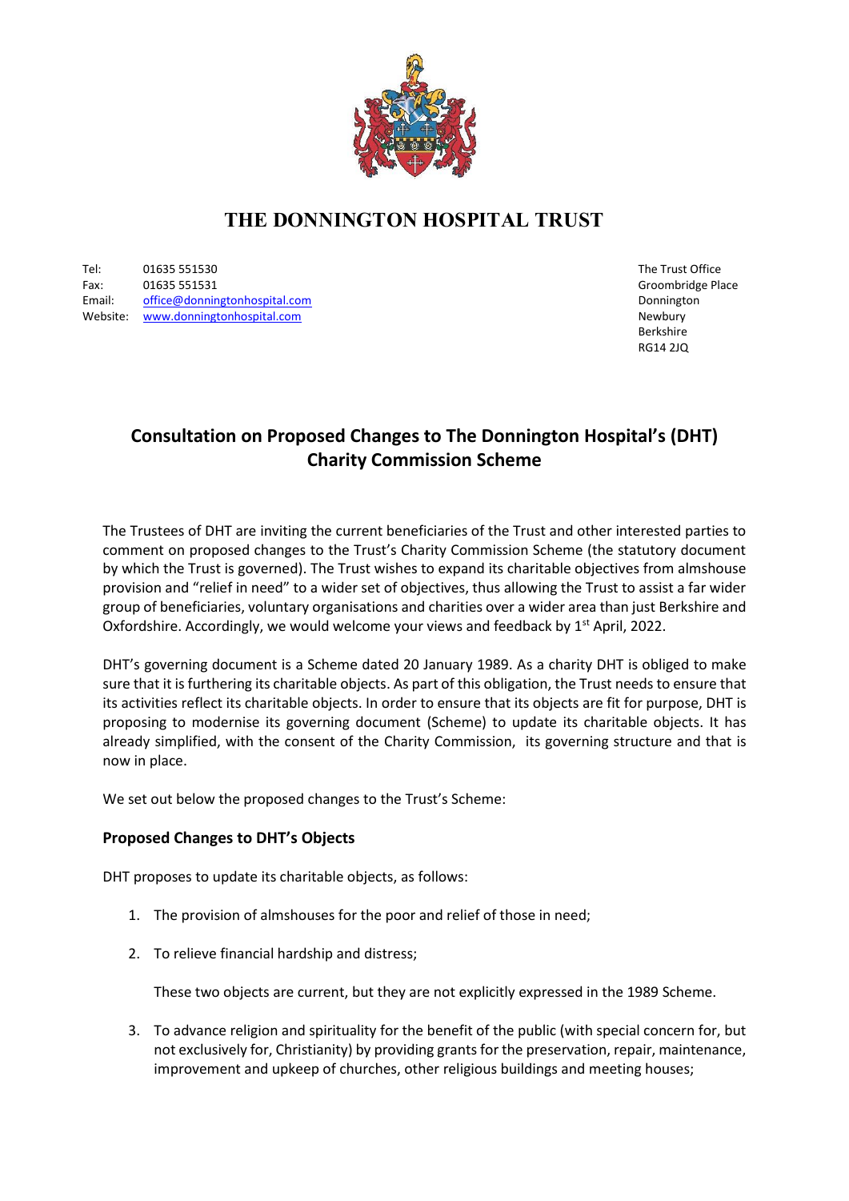# THE DONNINGTON HOSPITAL TRUST

Tel: 01635 551530
Fax: 01635 551531
Email: office@donningtonhospital.com
Website: www.donningtonhospital.com

The Trust Office
Groombridge Place
Donnington
Newbury
Berkshire
RG14 2JQ

## Consultation on Proposed Changes to The Donnington Hospital's (DHT) Charity Commission Scheme

The Trustees of DHT are inviting the current beneficiaries of the Trust and other interested parties to comment on proposed changes to the Trust's Charity Commission Scheme (the statutory document by which the Trust is governed). The Trust wishes to expand its charitable objectives from almshouse provision and "relief in need" to a wider set of objectives, thus allowing the Trust to assist a far wider group of beneficiaries, voluntary organisations and charities over a wider area than just Berkshire and Oxfordshire. Accordingly, we would welcome your views and feedback by 1st April, 2022.

DHT's governing document is a Scheme dated 20 January 1989. As a charity DHT is obliged to make sure that it is furthering its charitable objects. As part of this obligation, the Trust needs to ensure that its activities reflect its charitable objects. In order to ensure that its objects are fit for purpose, DHT is proposing to modernise its governing document (Scheme) to update its charitable objects. It has already simplified, with the consent of the Charity Commission, its governing structure and that is now in place.

We set out below the proposed changes to the Trust's Scheme:

### Proposed Changes to DHT's Objects

DHT proposes to update its charitable objects, as follows:

1. The provision of almshouses for the poor and relief of those in need;

2. To relieve financial hardship and distress;

   These two objects are current, but they are not explicitly expressed in the 1989 Scheme.

3. To advance religion and spirituality for the benefit of the public (with special concern for, but not exclusively for, Christianity) by providing grants for the preservation, repair, maintenance, improvement and upkeep of churches, other religious buildings and meeting houses;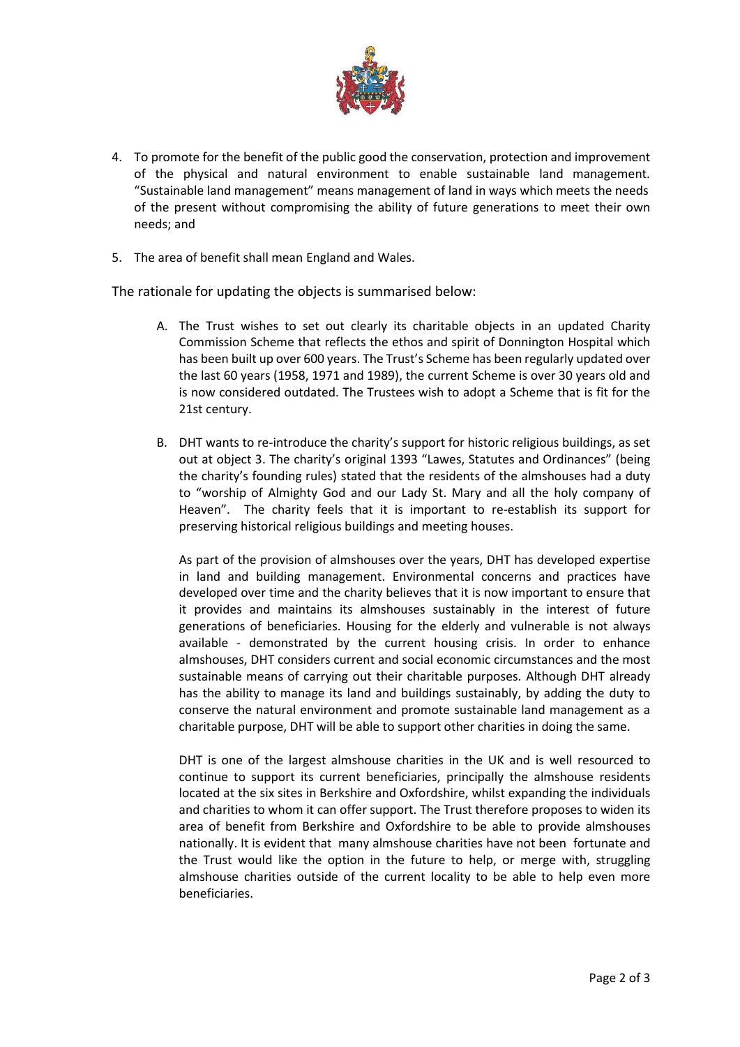4. To promote for the benefit of the public good the conservation, protection and improvement of the physical and natural environment to enable sustainable land management. "Sustainable land management" means management of land in ways which meets the needs of the present without compromising the ability of future generations to meet their own needs; and

5. The area of benefit shall mean England and Wales.

The rationale for updating the objects is summarised below:

A. The Trust wishes to set out clearly its charitable objects in an updated Charity Commission Scheme that reflects the ethos and spirit of Donnington Hospital which has been built up over 600 years. The Trust's Scheme has been regularly updated over the last 60 years (1958, 1971 and 1989), the current Scheme is over 30 years old and is now considered outdated. The Trustees wish to adopt a Scheme that is fit for the 21st century.

B. DHT wants to re-introduce the charity's support for historic religious buildings, as set out at object 3. The charity's original 1393 "Lawes, Statutes and Ordinances" (being the charity's founding rules) stated that the residents of the almshouses had a duty to "worship of Almighty God and our Lady St. Mary and all the holy company of Heaven". The charity feels that it is important to re-establish its support for preserving historical religious buildings and meeting houses.

   As part of the provision of almshouses over the years, DHT has developed expertise in land and building management. Environmental concerns and practices have developed over time and the charity believes that it is now important to ensure that it provides and maintains its almshouses sustainably in the interest of future generations of beneficiaries. Housing for the elderly and vulnerable is not always available - demonstrated by the current housing crisis. In order to enhance almshouses, DHT considers current and social economic circumstances and the most sustainable means of carrying out their charitable purposes. Although DHT already has the ability to manage its land and buildings sustainably, by adding the duty to conserve the natural environment and promote sustainable land management as a charitable purpose, DHT will be able to support other charities in doing the same.

   DHT is one of the largest almshouse charities in the UK and is well resourced to continue to support its current beneficiaries, principally the almshouse residents located at the six sites in Berkshire and Oxfordshire, whilst expanding the individuals and charities to whom it can offer support. The Trust therefore proposes to widen its area of benefit from Berkshire and Oxfordshire to be able to provide almshouses nationally. It is evident that many almshouse charities have not been fortunate and the Trust would like the option in the future to help, or merge with, struggling almshouse charities outside of the current locality to be able to help even more beneficiaries.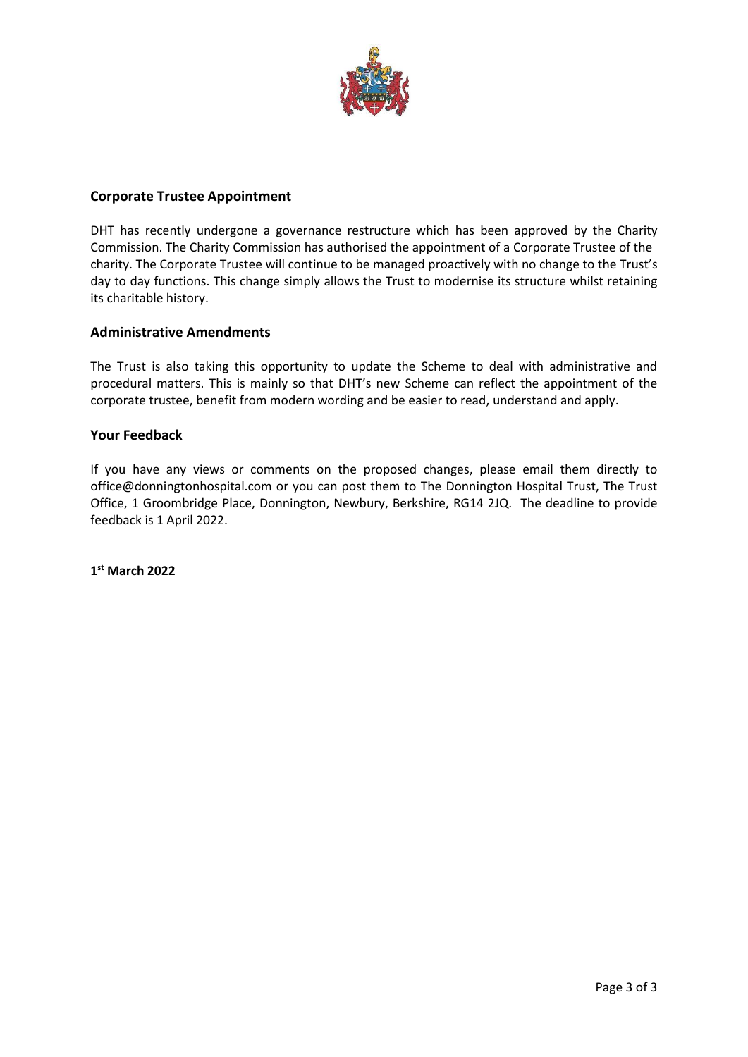## Corporate Trustee Appointment

DHT has recently undergone a governance restructure which has been approved by the Charity Commission. The Charity Commission has authorised the appointment of a Corporate Trustee of the charity. The Corporate Trustee will continue to be managed proactively with no change to the Trust's day to day functions. This change simply allows the Trust to modernise its structure whilst retaining its charitable history.

## Administrative Amendments

The Trust is also taking this opportunity to update the Scheme to deal with administrative and procedural matters. This is mainly so that DHT's new Scheme can reflect the appointment of the corporate trustee, benefit from modern wording and be easier to read, understand and apply.

## Your Feedback

If you have any views or comments on the proposed changes, please email them directly to office@donningtonhospital.com or you can post them to The Donnington Hospital Trust, The Trust Office, 1 Groombridge Place, Donnington, Newbury, Berkshire, RG14 2JQ. The deadline to provide feedback is 1 April 2022.

**1st March 2022**